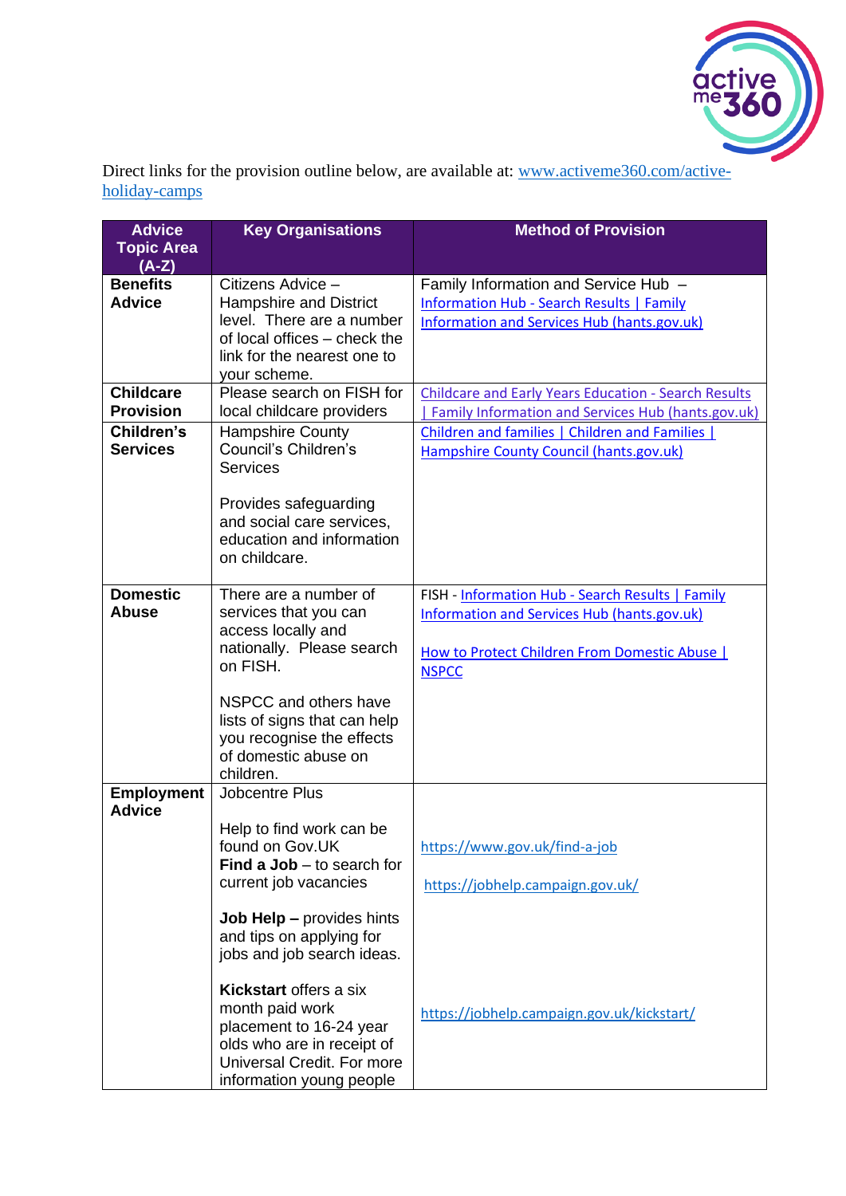Direct links for the provision outline below, are available at: www.activeme360.com/active-holiday-camps

| Advice Topic Area (A-Z) | Key Organisations | Method of Provision |
|---|---|---|
| **Benefits Advice** | Citizens Advice – Hampshire and District level. There are a number of local offices – check the link for the nearest one to your scheme. | Family Information and Service Hub – Information Hub - Search Results \| Family Information and Services Hub (hants.gov.uk) |
| **Childcare Provision** | Please search on FISH for local childcare providers | Childcare and Early Years Education - Search Results \| Family Information and Services Hub (hants.gov.uk) |
| **Children's Services** | Hampshire County Council's Children's Services<br><br>Provides safeguarding and social care services, education and information on childcare. | Children and families \| Children and Families \| Hampshire County Council (hants.gov.uk) |
| **Domestic Abuse** | There are a number of services that you can access locally and nationally. Please search on FISH.<br><br>NSPCC and others have lists of signs that can help you recognise the effects of domestic abuse on children. | FISH - Information Hub - Search Results \| Family Information and Services Hub (hants.gov.uk)<br><br>How to Protect Children From Domestic Abuse \| NSPCC |
| **Employment Advice** | Jobcentre Plus<br><br>Help to find work can be found on Gov.UK<br>**Find a Job** – to search for current job vacancies<br><br>**Job Help –** provides hints and tips on applying for jobs and job search ideas.<br><br>**Kickstart** offers a six month paid work placement to 16-24 year olds who are in receipt of Universal Credit. For more information young people | https://www.gov.uk/find-a-job<br><br>https://jobhelp.campaign.gov.uk/<br><br>https://jobhelp.campaign.gov.uk/kickstart/ |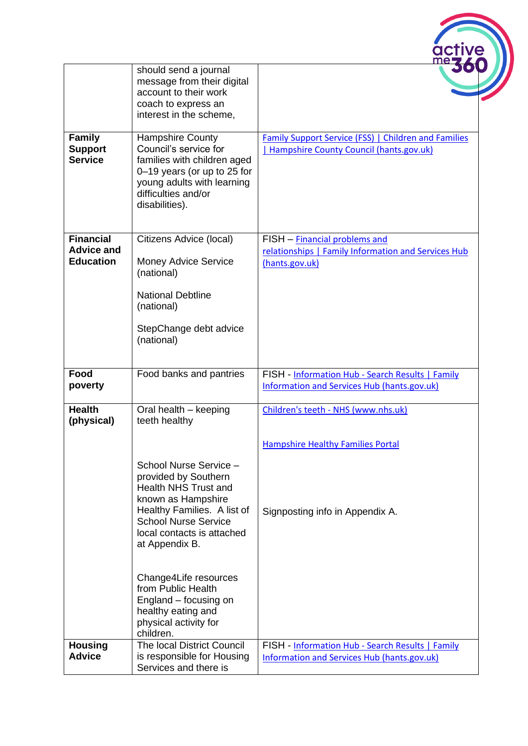| | | |
|---|---|---|
| | should send a journal message from their digital account to their work coach to express an interest in the scheme, | |
| **Family Support Service** | Hampshire County Council's service for families with children aged 0–19 years (or up to 25 for young adults with learning difficulties and/or disabilities). | Family Support Service (FSS) \| Children and Families \| Hampshire County Council (hants.gov.uk) |
| **Financial Advice and Education** | Citizens Advice (local)<br><br>Money Advice Service (national)<br><br>National Debtline (national)<br><br>StepChange debt advice (national) | FISH – Financial problems and relationships \| Family Information and Services Hub (hants.gov.uk) |
| **Food poverty** | Food banks and pantries | FISH - Information Hub - Search Results \| Family Information and Services Hub (hants.gov.uk) |
| **Health (physical)** | Oral health – keeping teeth healthy<br><br>School Nurse Service – provided by Southern Health NHS Trust and known as Hampshire Healthy Families. A list of School Nurse Service local contacts is attached at Appendix B.<br><br>Change4Life resources from Public Health England – focusing on healthy eating and physical activity for children. | Children's teeth - NHS (www.nhs.uk)<br><br>Hampshire Healthy Families Portal<br><br>Signposting info in Appendix A. |
| **Housing Advice** | The local District Council is responsible for Housing Services and there is | FISH - Information Hub - Search Results \| Family Information and Services Hub (hants.gov.uk) |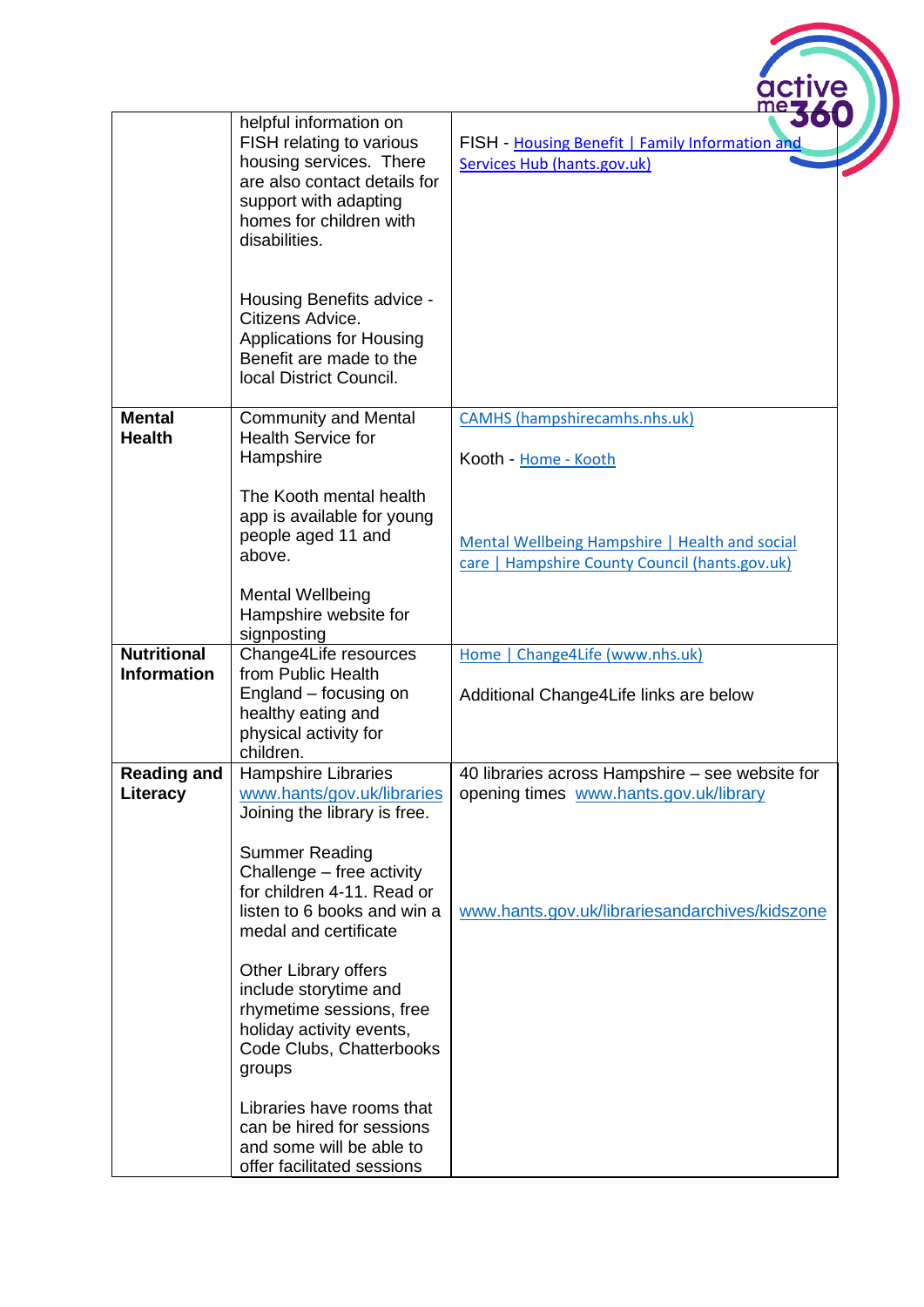| | | |
|---|---|---|
| | helpful information on FISH relating to various housing services. There are also contact details for support with adapting homes for children with disabilities.<br><br>Housing Benefits advice - Citizens Advice. Applications for Housing Benefit are made to the local District Council. | FISH - Housing Benefit \| Family Information and Services Hub (hants.gov.uk) |
| **Mental Health** | Community and Mental Health Service for Hampshire<br><br>The Kooth mental health app is available for young people aged 11 and above.<br><br>Mental Wellbeing Hampshire website for signposting | CAMHS (hampshirecamhs.nhs.uk)<br><br>Kooth - Home - Kooth<br><br>Mental Wellbeing Hampshire \| Health and social care \| Hampshire County Council (hants.gov.uk) |
| **Nutritional Information** | Change4Life resources from Public Health England – focusing on healthy eating and physical activity for children. | Home \| Change4Life (www.nhs.uk)<br><br>Additional Change4Life links are below |
| **Reading and Literacy** | Hampshire Libraries www.hants/gov.uk/libraries Joining the library is free.<br><br>Summer Reading Challenge – free activity for children 4-11. Read or listen to 6 books and win a medal and certificate<br><br>Other Library offers include storytime and rhymetime sessions, free holiday activity events, Code Clubs, Chatterbooks groups<br><br>Libraries have rooms that can be hired for sessions and some will be able to offer facilitated sessions | 40 libraries across Hampshire – see website for opening times www.hants.gov.uk/library<br><br>www.hants.gov.uk/librariesandarchives/kidszone |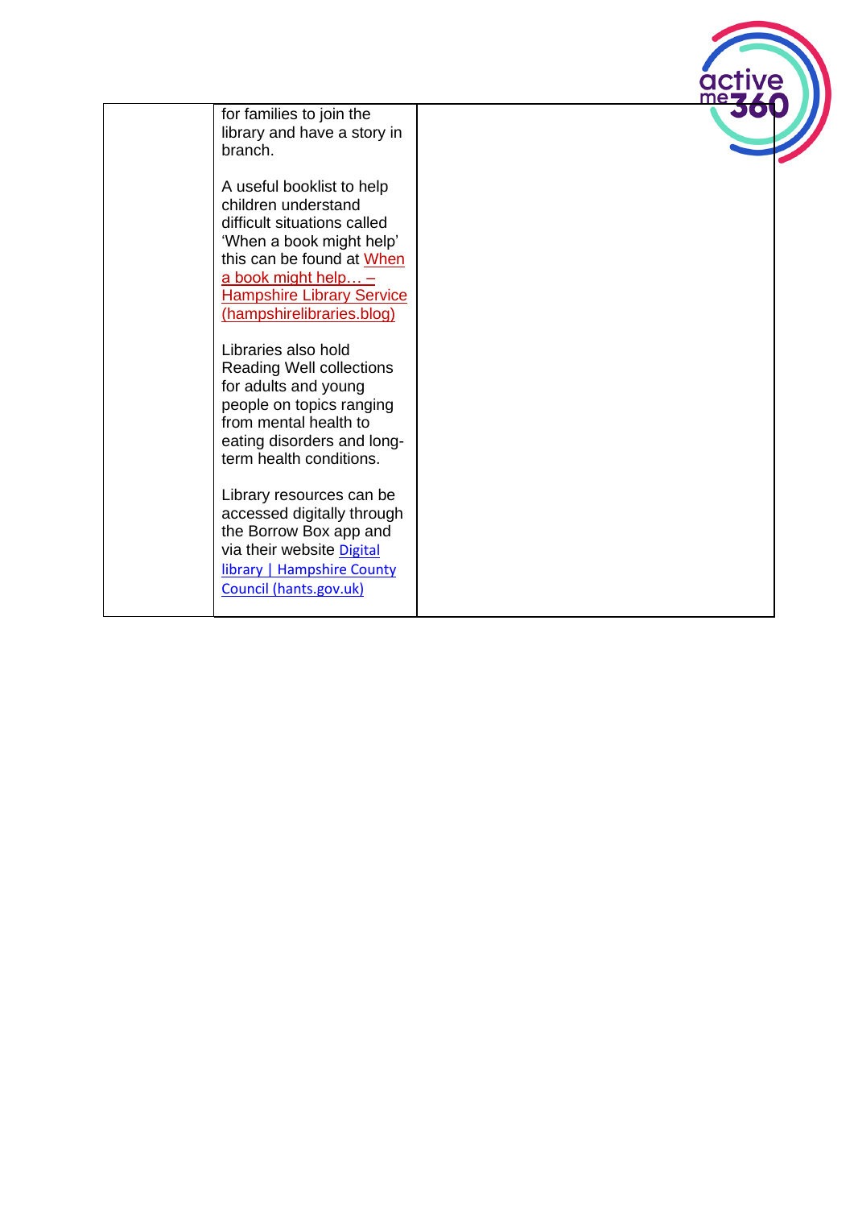| | | |
|---|---|---|
| | for families to join the library and have a story in branch.<br><br>A useful booklist to help children understand difficult situations called 'When a book might help' this can be found at [When a book might help… – Hampshire Library Service (hampshirelibraries.blog)]()<br><br>Libraries also hold Reading Well collections for adults and young people on topics ranging from mental health to eating disorders and long-term health conditions.<br><br>Library resources can be accessed digitally through the Borrow Box app and via their website [Digital library \| Hampshire County Council (hants.gov.uk)]() | |